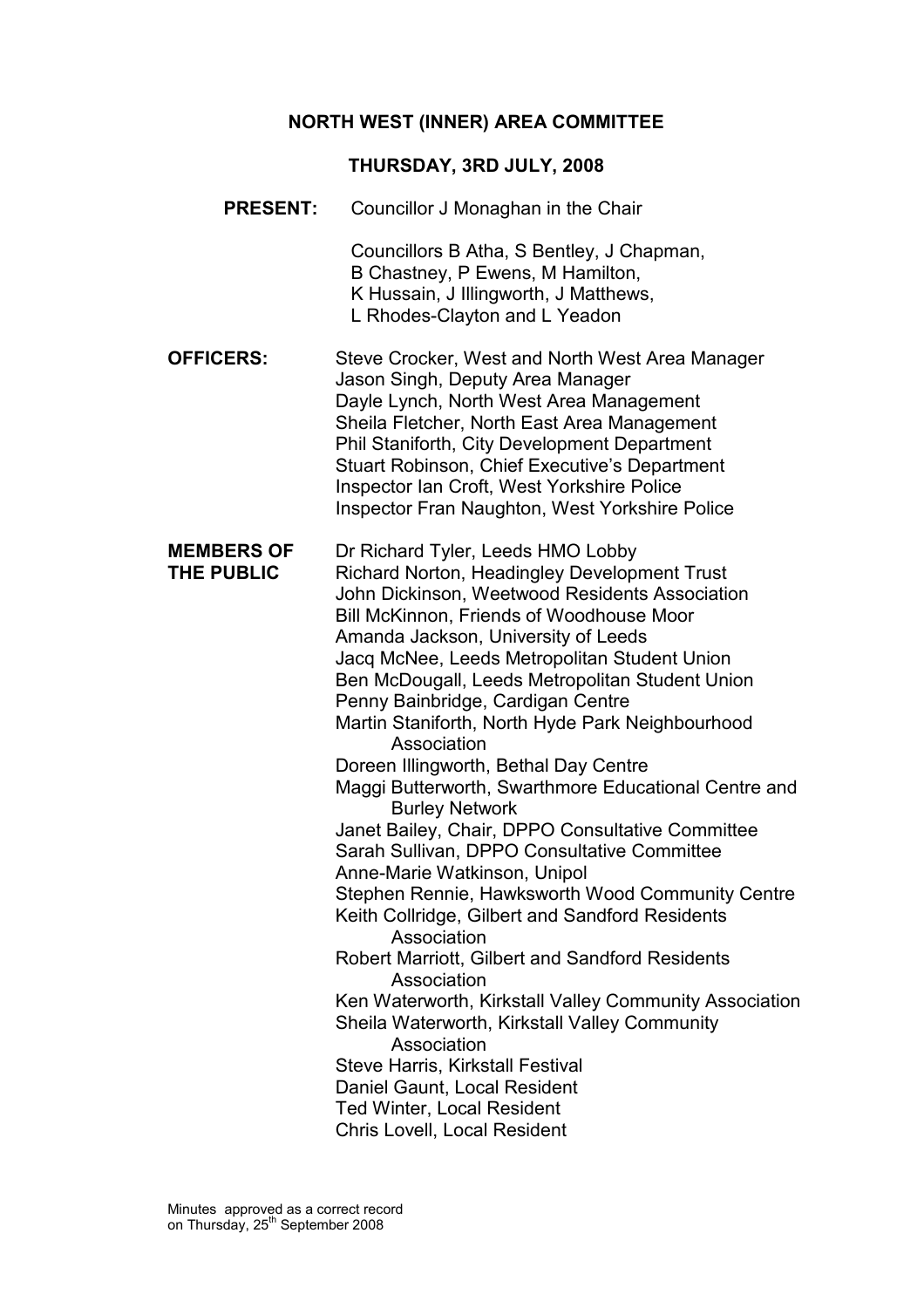# NORTH WEST (INNER) AREA COMMITTEE

## THURSDAY, 3RD JULY, 2008

**PRESENT:** Councillor J Monaghan in the Chair

Councillors B Atha, S Bentley, J Chapman, B Chastney, P Ewens, M Hamilton, K Hussain, J Illingworth, J Matthews, L Rhodes-Clayton and L Yeadon

**OFFICERS:**

Steve Crocker, West and North West Area Manager
Jason Singh, Deputy Area Manager
Dayle Lynch, North West Area Management
Sheila Fletcher, North East Area Management
Phil Staniforth, City Development Department
Stuart Robinson, Chief Executive's Department
Inspector Ian Croft, West Yorkshire Police
Inspector Fran Naughton, West Yorkshire Police

**MEMBERS OF THE PUBLIC**

Dr Richard Tyler, Leeds HMO Lobby
Richard Norton, Headingley Development Trust
John Dickinson, Weetwood Residents Association
Bill McKinnon, Friends of Woodhouse Moor
Amanda Jackson, University of Leeds
Jacq McNee, Leeds Metropolitan Student Union
Ben McDougall, Leeds Metropolitan Student Union
Penny Bainbridge, Cardigan Centre
Martin Staniforth, North Hyde Park Neighbourhood Association
Doreen Illingworth, Bethal Day Centre
Maggi Butterworth, Swarthmore Educational Centre and Burley Network
Janet Bailey, Chair, DPPO Consultative Committee
Sarah Sullivan, DPPO Consultative Committee
Anne-Marie Watkinson, Unipol
Stephen Rennie, Hawksworth Wood Community Centre
Keith Collridge, Gilbert and Sandford Residents Association
Robert Marriott, Gilbert and Sandford Residents Association
Ken Waterworth, Kirkstall Valley Community Association
Sheila Waterworth, Kirkstall Valley Community Association
Steve Harris, Kirkstall Festival
Daniel Gaunt, Local Resident
Ted Winter, Local Resident
Chris Lovell, Local Resident

Minutes approved as a correct record on Thursday, 25th September 2008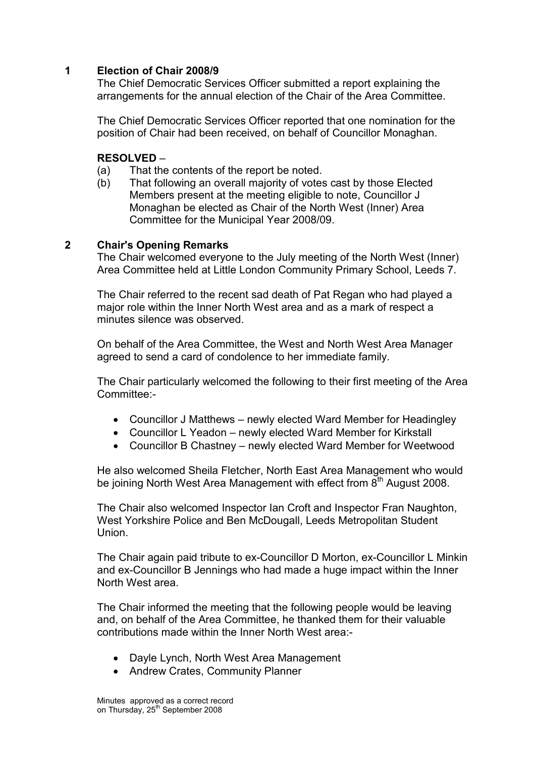## 1 Election of Chair 2008/9

The Chief Democratic Services Officer submitted a report explaining the arrangements for the annual election of the Chair of the Area Committee.

The Chief Democratic Services Officer reported that one nomination for the position of Chair had been received, on behalf of Councillor Monaghan.

**RESOLVED** –

(a) That the contents of the report be noted.

(b) That following an overall majority of votes cast by those Elected Members present at the meeting eligible to note, Councillor J Monaghan be elected as Chair of the North West (Inner) Area Committee for the Municipal Year 2008/09.

## 2 Chair's Opening Remarks

The Chair welcomed everyone to the July meeting of the North West (Inner) Area Committee held at Little London Community Primary School, Leeds 7.

The Chair referred to the recent sad death of Pat Regan who had played a major role within the Inner North West area and as a mark of respect a minutes silence was observed.

On behalf of the Area Committee, the West and North West Area Manager agreed to send a card of condolence to her immediate family.

The Chair particularly welcomed the following to their first meeting of the Area Committee:-

- Councillor J Matthews – newly elected Ward Member for Headingley
- Councillor L Yeadon – newly elected Ward Member for Kirkstall
- Councillor B Chastney – newly elected Ward Member for Weetwood

He also welcomed Sheila Fletcher, North East Area Management who would be joining North West Area Management with effect from 8th August 2008.

The Chair also welcomed Inspector Ian Croft and Inspector Fran Naughton, West Yorkshire Police and Ben McDougall, Leeds Metropolitan Student Union.

The Chair again paid tribute to ex-Councillor D Morton, ex-Councillor L Minkin and ex-Councillor B Jennings who had made a huge impact within the Inner North West area.

The Chair informed the meeting that the following people would be leaving and, on behalf of the Area Committee, he thanked them for their valuable contributions made within the Inner North West area:-

- Dayle Lynch, North West Area Management
- Andrew Crates, Community Planner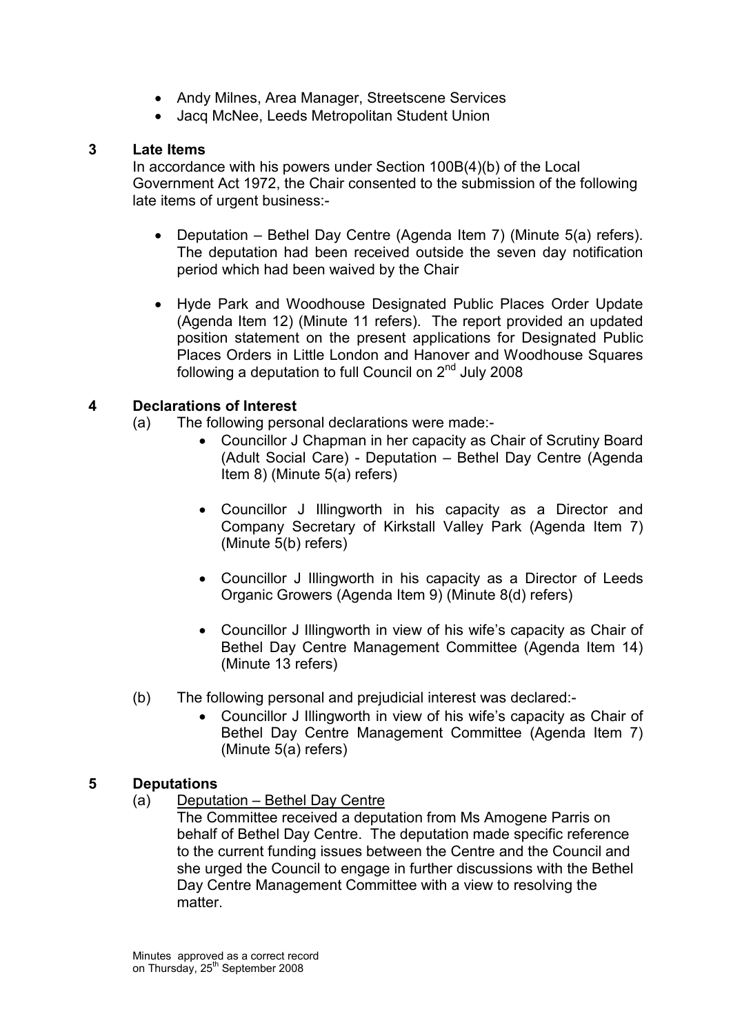- Andy Milnes, Area Manager, Streetscene Services
- Jacq McNee, Leeds Metropolitan Student Union

## 3 Late Items

In accordance with his powers under Section 100B(4)(b) of the Local Government Act 1972, the Chair consented to the submission of the following late items of urgent business:-

- Deputation – Bethel Day Centre (Agenda Item 7) (Minute 5(a) refers). The deputation had been received outside the seven day notification period which had been waived by the Chair

- Hyde Park and Woodhouse Designated Public Places Order Update (Agenda Item 12) (Minute 11 refers). The report provided an updated position statement on the present applications for Designated Public Places Orders in Little London and Hanover and Woodhouse Squares following a deputation to full Council on 2nd July 2008

## 4 Declarations of Interest

(a) The following personal declarations were made:-

- Councillor J Chapman in her capacity as Chair of Scrutiny Board (Adult Social Care) - Deputation – Bethel Day Centre (Agenda Item 8) (Minute 5(a) refers)

- Councillor J Illingworth in his capacity as a Director and Company Secretary of Kirkstall Valley Park (Agenda Item 7) (Minute 5(b) refers)

- Councillor J Illingworth in his capacity as a Director of Leeds Organic Growers (Agenda Item 9) (Minute 8(d) refers)

- Councillor J Illingworth in view of his wife's capacity as Chair of Bethel Day Centre Management Committee (Agenda Item 14) (Minute 13 refers)

(b) The following personal and prejudicial interest was declared:-

- Councillor J Illingworth in view of his wife's capacity as Chair of Bethel Day Centre Management Committee (Agenda Item 7) (Minute 5(a) refers)

## 5 Deputations

(a) Deputation – Bethel Day Centre

The Committee received a deputation from Ms Amogene Parris on behalf of Bethel Day Centre. The deputation made specific reference to the current funding issues between the Centre and the Council and she urged the Council to engage in further discussions with the Bethel Day Centre Management Committee with a view to resolving the matter.

Minutes approved as a correct record on Thursday, 25th September 2008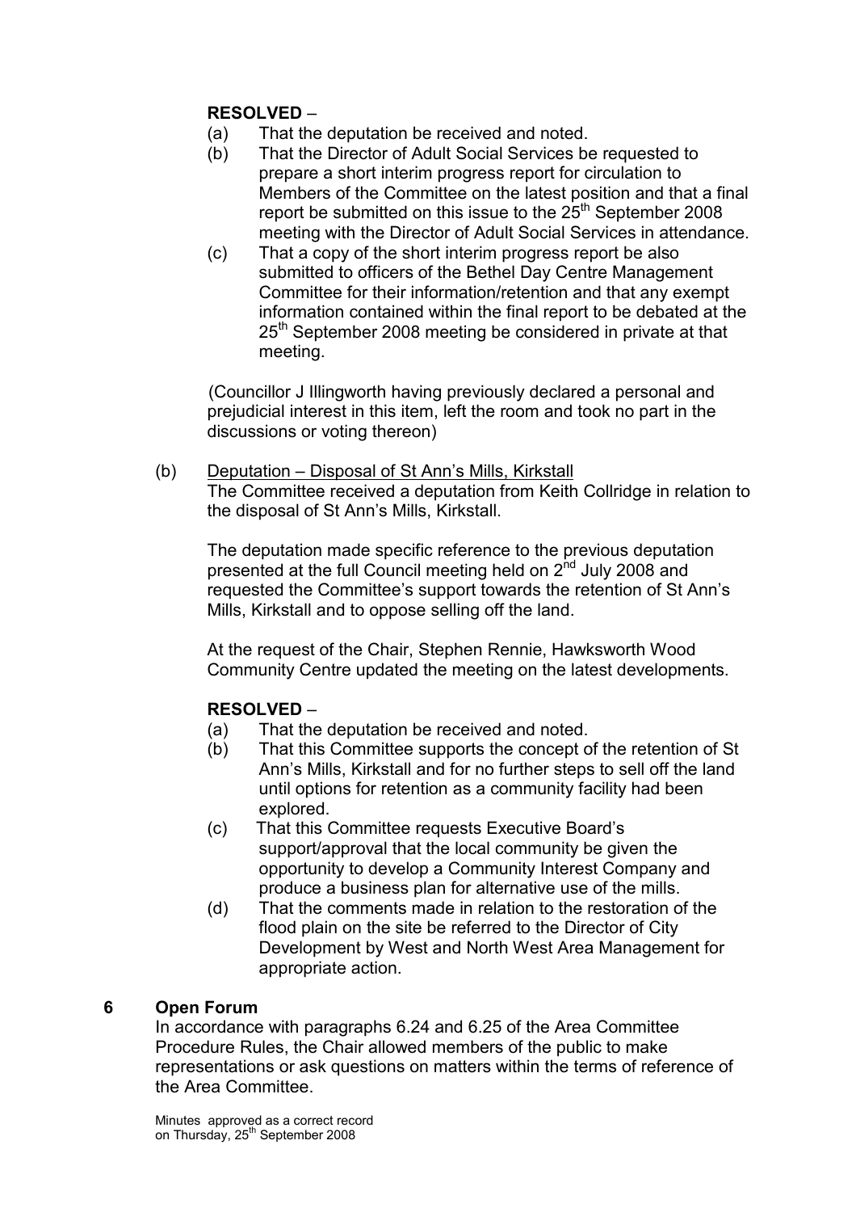**RESOLVED** –

(a) That the deputation be received and noted.

(b) That the Director of Adult Social Services be requested to prepare a short interim progress report for circulation to Members of the Committee on the latest position and that a final report be submitted on this issue to the 25th September 2008 meeting with the Director of Adult Social Services in attendance.

(c) That a copy of the short interim progress report be also submitted to officers of the Bethel Day Centre Management Committee for their information/retention and that any exempt information contained within the final report to be debated at the 25th September 2008 meeting be considered in private at that meeting.

(Councillor J Illingworth having previously declared a personal and prejudicial interest in this item, left the room and took no part in the discussions or voting thereon)

(b) Deputation – Disposal of St Ann's Mills, Kirkstall

The Committee received a deputation from Keith Collridge in relation to the disposal of St Ann's Mills, Kirkstall.

The deputation made specific reference to the previous deputation presented at the full Council meeting held on 2nd July 2008 and requested the Committee's support towards the retention of St Ann's Mills, Kirkstall and to oppose selling off the land.

At the request of the Chair, Stephen Rennie, Hawksworth Wood Community Centre updated the meeting on the latest developments.

**RESOLVED** –

(a) That the deputation be received and noted.

(b) That this Committee supports the concept of the retention of St Ann's Mills, Kirkstall and for no further steps to sell off the land until options for retention as a community facility had been explored.

(c) That this Committee requests Executive Board's support/approval that the local community be given the opportunity to develop a Community Interest Company and produce a business plan for alternative use of the mills.

(d) That the comments made in relation to the restoration of the flood plain on the site be referred to the Director of City Development by West and North West Area Management for appropriate action.

## 6 Open Forum

In accordance with paragraphs 6.24 and 6.25 of the Area Committee Procedure Rules, the Chair allowed members of the public to make representations or ask questions on matters within the terms of reference of the Area Committee.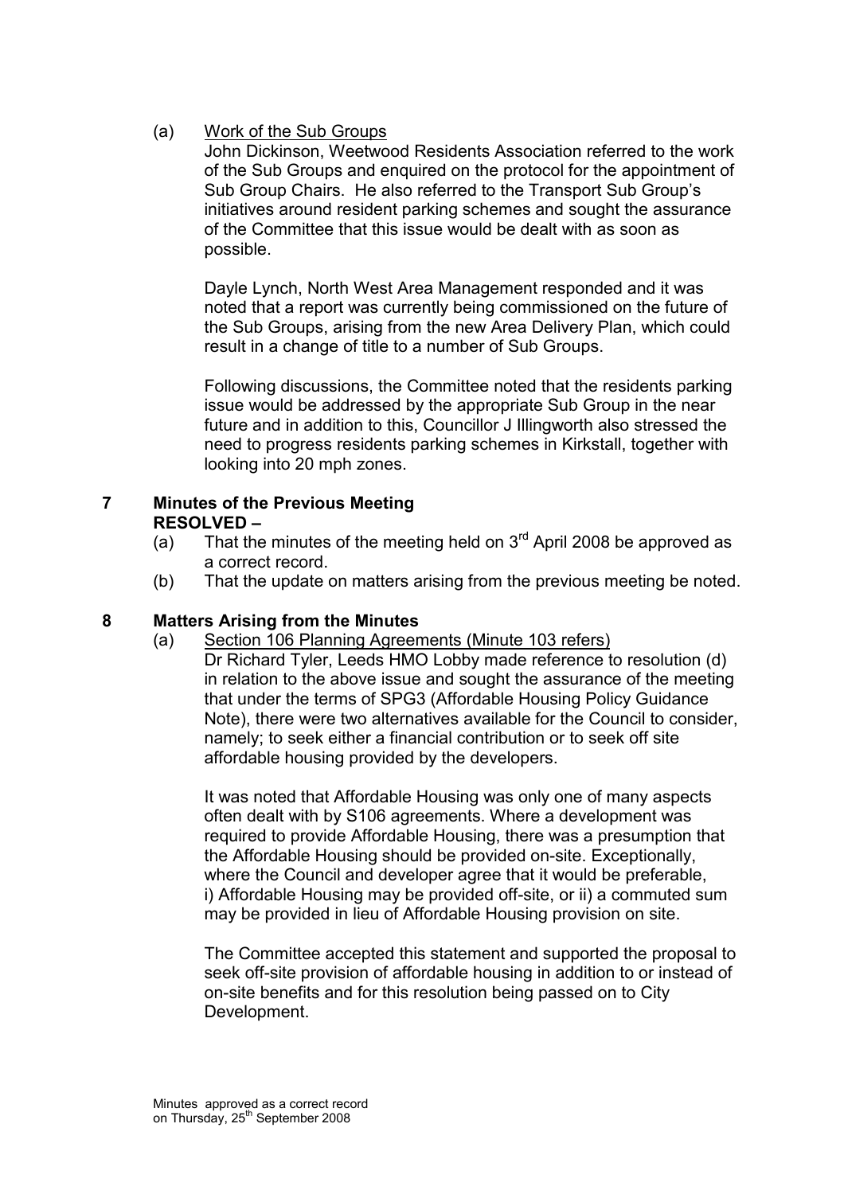(a) Work of the Sub Groups

John Dickinson, Weetwood Residents Association referred to the work of the Sub Groups and enquired on the protocol for the appointment of Sub Group Chairs. He also referred to the Transport Sub Group's initiatives around resident parking schemes and sought the assurance of the Committee that this issue would be dealt with as soon as possible.

Dayle Lynch, North West Area Management responded and it was noted that a report was currently being commissioned on the future of the Sub Groups, arising from the new Area Delivery Plan, which could result in a change of title to a number of Sub Groups.

Following discussions, the Committee noted that the residents parking issue would be addressed by the appropriate Sub Group in the near future and in addition to this, Councillor J Illingworth also stressed the need to progress residents parking schemes in Kirkstall, together with looking into 20 mph zones.

## 7 Minutes of the Previous Meeting

**RESOLVED –**

(a) That the minutes of the meeting held on 3rd April 2008 be approved as a correct record.

(b) That the update on matters arising from the previous meeting be noted.

## 8 Matters Arising from the Minutes

(a) Section 106 Planning Agreements (Minute 103 refers)

Dr Richard Tyler, Leeds HMO Lobby made reference to resolution (d) in relation to the above issue and sought the assurance of the meeting that under the terms of SPG3 (Affordable Housing Policy Guidance Note), there were two alternatives available for the Council to consider, namely; to seek either a financial contribution or to seek off site affordable housing provided by the developers.

It was noted that Affordable Housing was only one of many aspects often dealt with by S106 agreements. Where a development was required to provide Affordable Housing, there was a presumption that the Affordable Housing should be provided on-site. Exceptionally, where the Council and developer agree that it would be preferable, i) Affordable Housing may be provided off-site, or ii) a commuted sum may be provided in lieu of Affordable Housing provision on site.

The Committee accepted this statement and supported the proposal to seek off-site provision of affordable housing in addition to or instead of on-site benefits and for this resolution being passed on to City Development.

Minutes approved as a correct record on Thursday, 25th September 2008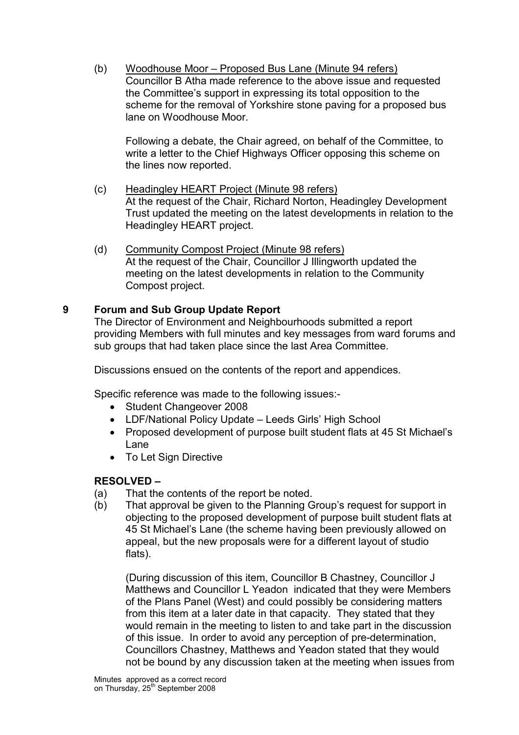(b) Woodhouse Moor – Proposed Bus Lane (Minute 94 refers)
Councillor B Atha made reference to the above issue and requested the Committee's support in expressing its total opposition to the scheme for the removal of Yorkshire stone paving for a proposed bus lane on Woodhouse Moor.

Following a debate, the Chair agreed, on behalf of the Committee, to write a letter to the Chief Highways Officer opposing this scheme on the lines now reported.

(c) Headingley HEART Project (Minute 98 refers)
At the request of the Chair, Richard Norton, Headingley Development Trust updated the meeting on the latest developments in relation to the Headingley HEART project.

(d) Community Compost Project (Minute 98 refers)
At the request of the Chair, Councillor J Illingworth updated the meeting on the latest developments in relation to the Community Compost project.

## 9 Forum and Sub Group Update Report

The Director of Environment and Neighbourhoods submitted a report providing Members with full minutes and key messages from ward forums and sub groups that had taken place since the last Area Committee.

Discussions ensued on the contents of the report and appendices.

Specific reference was made to the following issues:-

- Student Changeover 2008
- LDF/National Policy Update – Leeds Girls' High School
- Proposed development of purpose built student flats at 45 St Michael's Lane
- To Let Sign Directive

**RESOLVED –**

(a) That the contents of the report be noted.
(b) That approval be given to the Planning Group's request for support in objecting to the proposed development of purpose built student flats at 45 St Michael's Lane (the scheme having been previously allowed on appeal, but the new proposals were for a different layout of studio flats).

(During discussion of this item, Councillor B Chastney, Councillor J Matthews and Councillor L Yeadon indicated that they were Members of the Plans Panel (West) and could possibly be considering matters from this item at a later date in that capacity. They stated that they would remain in the meeting to listen to and take part in the discussion of this issue. In order to avoid any perception of pre-determination, Councillors Chastney, Matthews and Yeadon stated that they would not be bound by any discussion taken at the meeting when issues from

Minutes approved as a correct record on Thursday, 25th September 2008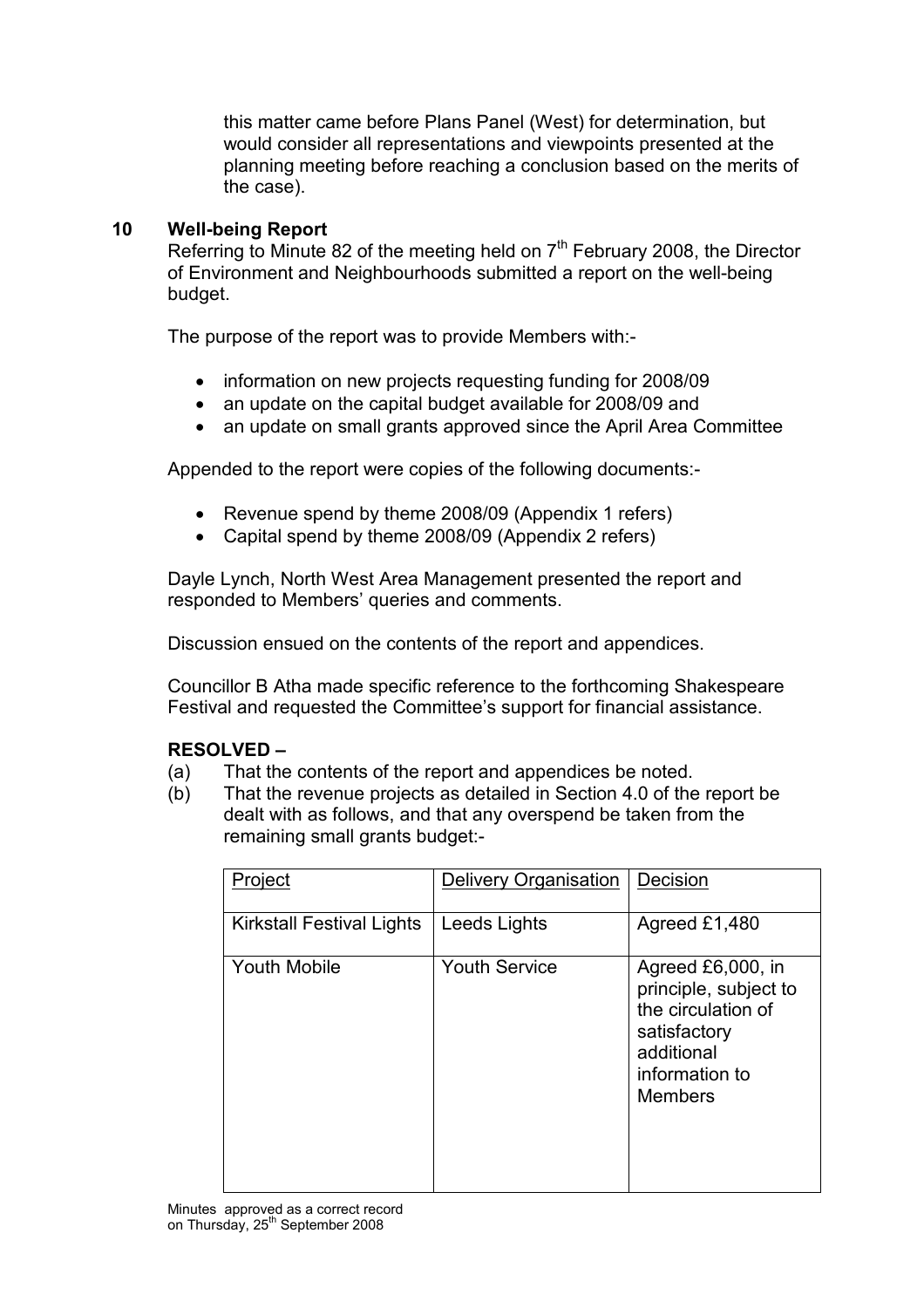this matter came before Plans Panel (West) for determination, but would consider all representations and viewpoints presented at the planning meeting before reaching a conclusion based on the merits of the case).

## 10 Well-being Report

Referring to Minute 82 of the meeting held on 7th February 2008, the Director of Environment and Neighbourhoods submitted a report on the well-being budget.

The purpose of the report was to provide Members with:-

- information on new projects requesting funding for 2008/09
- an update on the capital budget available for 2008/09 and
- an update on small grants approved since the April Area Committee

Appended to the report were copies of the following documents:-

- Revenue spend by theme 2008/09 (Appendix 1 refers)
- Capital spend by theme 2008/09 (Appendix 2 refers)

Dayle Lynch, North West Area Management presented the report and responded to Members' queries and comments.

Discussion ensued on the contents of the report and appendices.

Councillor B Atha made specific reference to the forthcoming Shakespeare Festival and requested the Committee's support for financial assistance.

**RESOLVED –**

(a) That the contents of the report and appendices be noted.

(b) That the revenue projects as detailed in Section 4.0 of the report be dealt with as follows, and that any overspend be taken from the remaining small grants budget:-

| Project | Delivery Organisation | Decision |
|---|---|---|
| Kirkstall Festival Lights | Leeds Lights | Agreed £1,480 |
| Youth Mobile | Youth Service | Agreed £6,000, in principle, subject to the circulation of satisfactory additional information to Members |

Minutes approved as a correct record on Thursday, 25th September 2008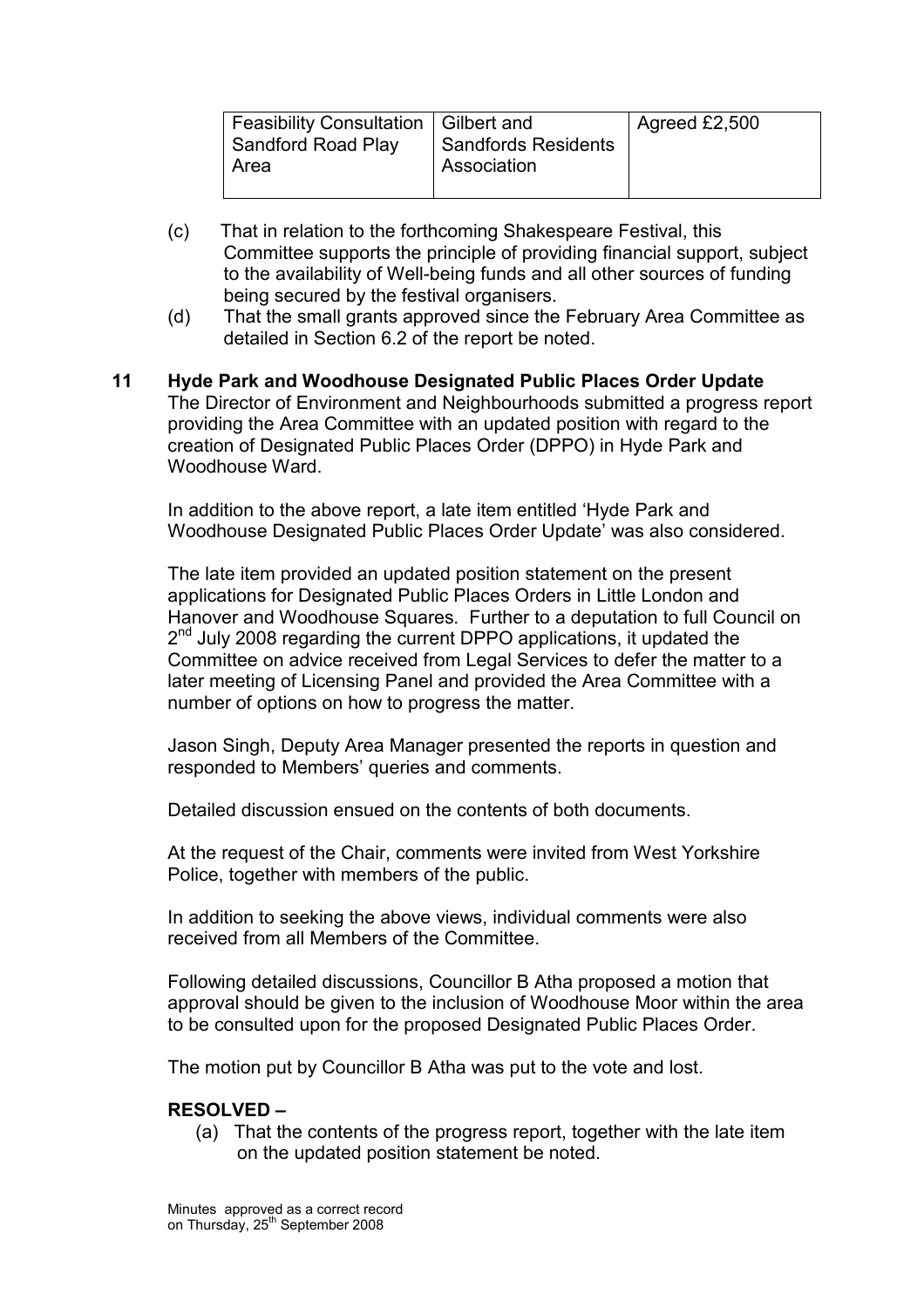| | | |
|---|---|---|
| Feasibility Consultation Sandford Road Play Area | Gilbert and Sandfords Residents Association | Agreed £2,500 |

(c) That in relation to the forthcoming Shakespeare Festival, this Committee supports the principle of providing financial support, subject to the availability of Well-being funds and all other sources of funding being secured by the festival organisers.

(d) That the small grants approved since the February Area Committee as detailed in Section 6.2 of the report be noted.

## 11 Hyde Park and Woodhouse Designated Public Places Order Update

The Director of Environment and Neighbourhoods submitted a progress report providing the Area Committee with an updated position with regard to the creation of Designated Public Places Order (DPPO) in Hyde Park and Woodhouse Ward.

In addition to the above report, a late item entitled 'Hyde Park and Woodhouse Designated Public Places Order Update' was also considered.

The late item provided an updated position statement on the present applications for Designated Public Places Orders in Little London and Hanover and Woodhouse Squares. Further to a deputation to full Council on 2nd July 2008 regarding the current DPPO applications, it updated the Committee on advice received from Legal Services to defer the matter to a later meeting of Licensing Panel and provided the Area Committee with a number of options on how to progress the matter.

Jason Singh, Deputy Area Manager presented the reports in question and responded to Members' queries and comments.

Detailed discussion ensued on the contents of both documents.

At the request of the Chair, comments were invited from West Yorkshire Police, together with members of the public.

In addition to seeking the above views, individual comments were also received from all Members of the Committee.

Following detailed discussions, Councillor B Atha proposed a motion that approval should be given to the inclusion of Woodhouse Moor within the area to be consulted upon for the proposed Designated Public Places Order.

The motion put by Councillor B Atha was put to the vote and lost.

**RESOLVED –**

(a) That the contents of the progress report, together with the late item on the updated position statement be noted.

Minutes approved as a correct record on Thursday, 25th September 2008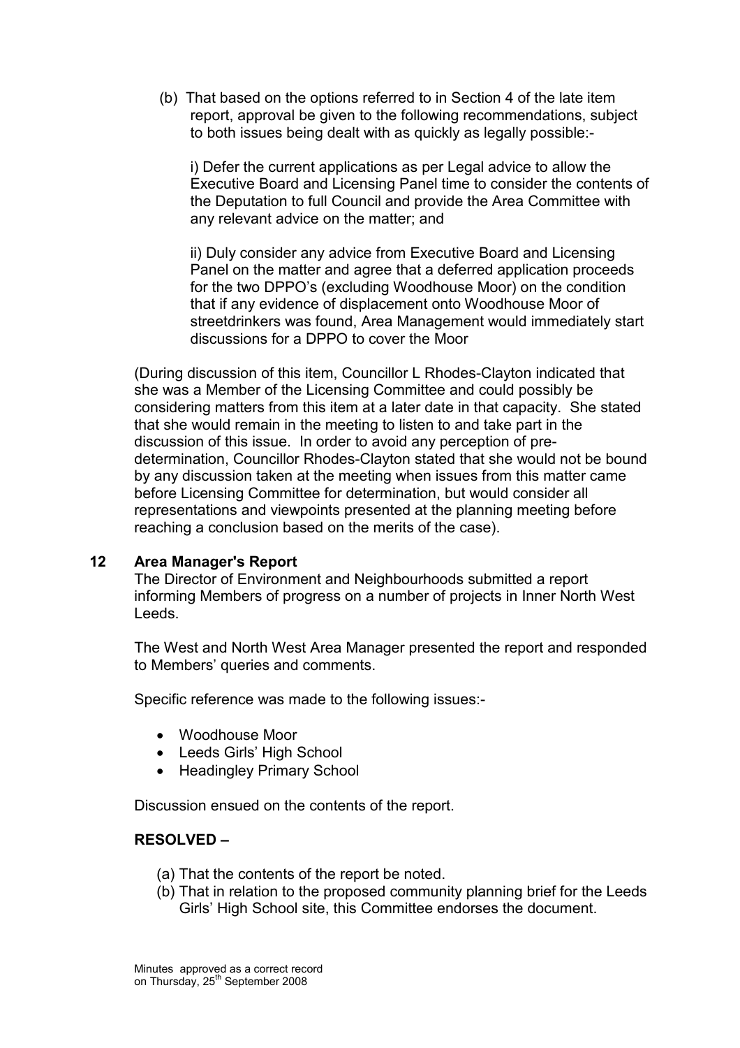(b) That based on the options referred to in Section 4 of the late item report, approval be given to the following recommendations, subject to both issues being dealt with as quickly as legally possible:-

i) Defer the current applications as per Legal advice to allow the Executive Board and Licensing Panel time to consider the contents of the Deputation to full Council and provide the Area Committee with any relevant advice on the matter; and

ii) Duly consider any advice from Executive Board and Licensing Panel on the matter and agree that a deferred application proceeds for the two DPPO's (excluding Woodhouse Moor) on the condition that if any evidence of displacement onto Woodhouse Moor of streetdrinkers was found, Area Management would immediately start discussions for a DPPO to cover the Moor

(During discussion of this item, Councillor L Rhodes-Clayton indicated that she was a Member of the Licensing Committee and could possibly be considering matters from this item at a later date in that capacity. She stated that she would remain in the meeting to listen to and take part in the discussion of this issue. In order to avoid any perception of pre-determination, Councillor Rhodes-Clayton stated that she would not be bound by any discussion taken at the meeting when issues from this matter came before Licensing Committee for determination, but would consider all representations and viewpoints presented at the planning meeting before reaching a conclusion based on the merits of the case).

## 12 Area Manager's Report

The Director of Environment and Neighbourhoods submitted a report informing Members of progress on a number of projects in Inner North West Leeds.

The West and North West Area Manager presented the report and responded to Members' queries and comments.

Specific reference was made to the following issues:-

- Woodhouse Moor
- Leeds Girls' High School
- Headingley Primary School

Discussion ensued on the contents of the report.

**RESOLVED –**

(a) That the contents of the report be noted.
(b) That in relation to the proposed community planning brief for the Leeds Girls' High School site, this Committee endorses the document.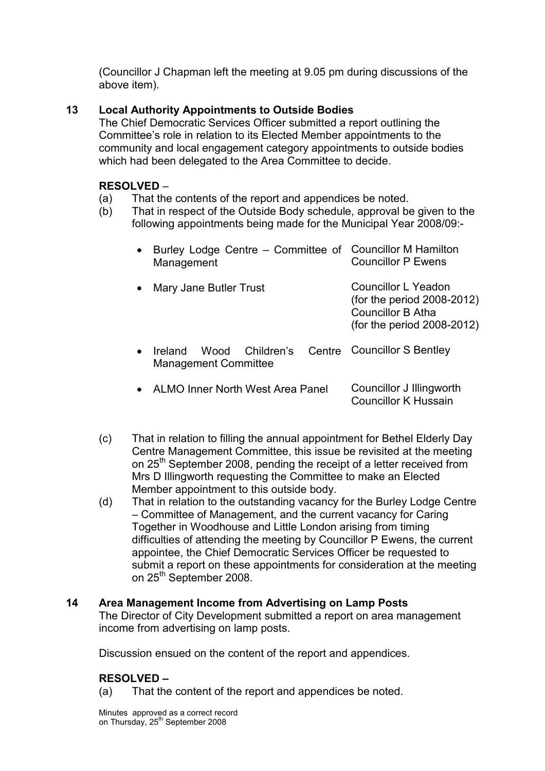(Councillor J Chapman left the meeting at 9.05 pm during discussions of the above item).

**13 Local Authority Appointments to Outside Bodies**

The Chief Democratic Services Officer submitted a report outlining the Committee's role in relation to its Elected Member appointments to the community and local engagement category appointments to outside bodies which had been delegated to the Area Committee to decide.

**RESOLVED** –

(a) That the contents of the report and appendices be noted.

(b) That in respect of the Outside Body schedule, approval be given to the following appointments being made for the Municipal Year 2008/09:-

| | |
|---|---|
| • Burley Lodge Centre – Committee of Management | Councillor M Hamilton<br>Councillor P Ewens |
| • Mary Jane Butler Trust | Councillor L Yeadon (for the period 2008-2012)<br>Councillor B Atha (for the period 2008-2012) |
| • Ireland Wood Children's Centre Management Committee | Councillor S Bentley |
| • ALMO Inner North West Area Panel | Councillor J Illingworth<br>Councillor K Hussain |

(c) That in relation to filling the annual appointment for Bethel Elderly Day Centre Management Committee, this issue be revisited at the meeting on 25th September 2008, pending the receipt of a letter received from Mrs D Illingworth requesting the Committee to make an Elected Member appointment to this outside body.

(d) That in relation to the outstanding vacancy for the Burley Lodge Centre – Committee of Management, and the current vacancy for Caring Together in Woodhouse and Little London arising from timing difficulties of attending the meeting by Councillor P Ewens, the current appointee, the Chief Democratic Services Officer be requested to submit a report on these appointments for consideration at the meeting on 25th September 2008.

**14 Area Management Income from Advertising on Lamp Posts**

The Director of City Development submitted a report on area management income from advertising on lamp posts.

Discussion ensued on the content of the report and appendices.

**RESOLVED –**

(a) That the content of the report and appendices be noted.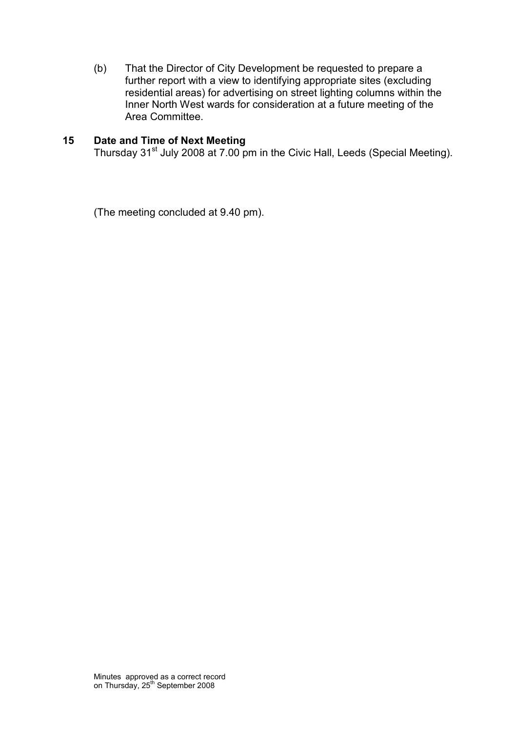(b) That the Director of City Development be requested to prepare a further report with a view to identifying appropriate sites (excluding residential areas) for advertising on street lighting columns within the Inner North West wards for consideration at a future meeting of the Area Committee.

**15 Date and Time of Next Meeting**

Thursday 31st July 2008 at 7.00 pm in the Civic Hall, Leeds (Special Meeting).

(The meeting concluded at 9.40 pm).

Minutes approved as a correct record on Thursday, 25th September 2008